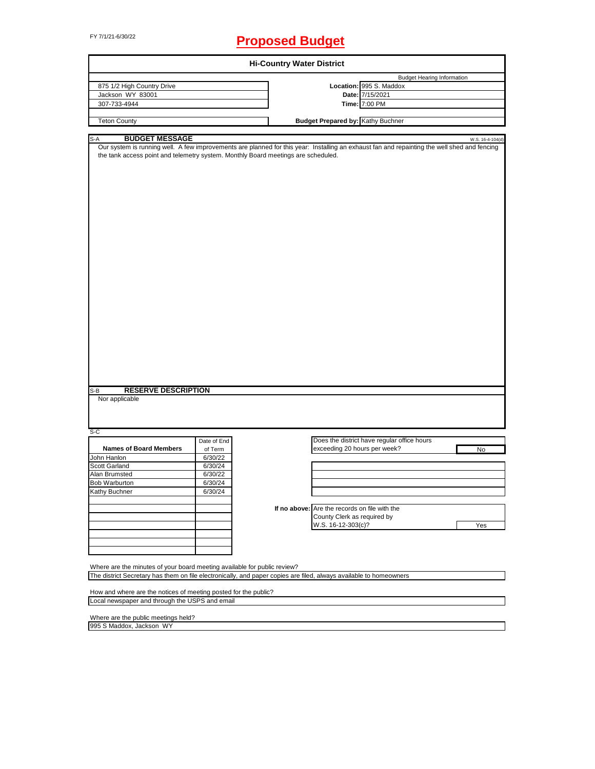FY 7/1/21-6/30/22

# Proposed Budget

## Hi-Country Water District

| | | Budget Hearing Information |
|---|---|---|
| 875 1/2 High Country Drive | **Location:** | 995 S. Maddox |
| Jackson WY 83001 | **Date:** | 7/15/2021 |
| 307-733-4944 | **Time:** | 7:00 PM |
| Teton County | **Budget Prepared by:** | Kathy Buchner |

S-A **BUDGET MESSAGE** W.S. 16-4-104(d)

Our system is running well. A few improvements are planned for this year: Installing an exhaust fan and repainting the well shed and fencing the tank access point and telemetry system. Monthly Board meetings are scheduled.

S-B **RESERVE DESCRIPTION**

Nor applicable

S-C

| Names of Board Members | Date of End of Term |
|---|---|
| John Hanlon | 6/30/22 |
| Scott Garland | 6/30/24 |
| Alan Brumsted | 6/30/22 |
| Bob Warburton | 6/30/24 |
| Kathy Buchner | 6/30/24 |

Does the district have regular office hours exceeding 20 hours per week? No

**If no above:** Are the records on file with the County Clerk as required by W.S. 16-12-303(c)? Yes

Where are the minutes of your board meeting available for public review?

The district Secretary has them on file electronically, and paper copies are filed, always available to homeowners

How and where are the notices of meeting posted for the public?

Local newspaper and through the USPS and email

Where are the public meetings held?

995 S Maddox, Jackson WY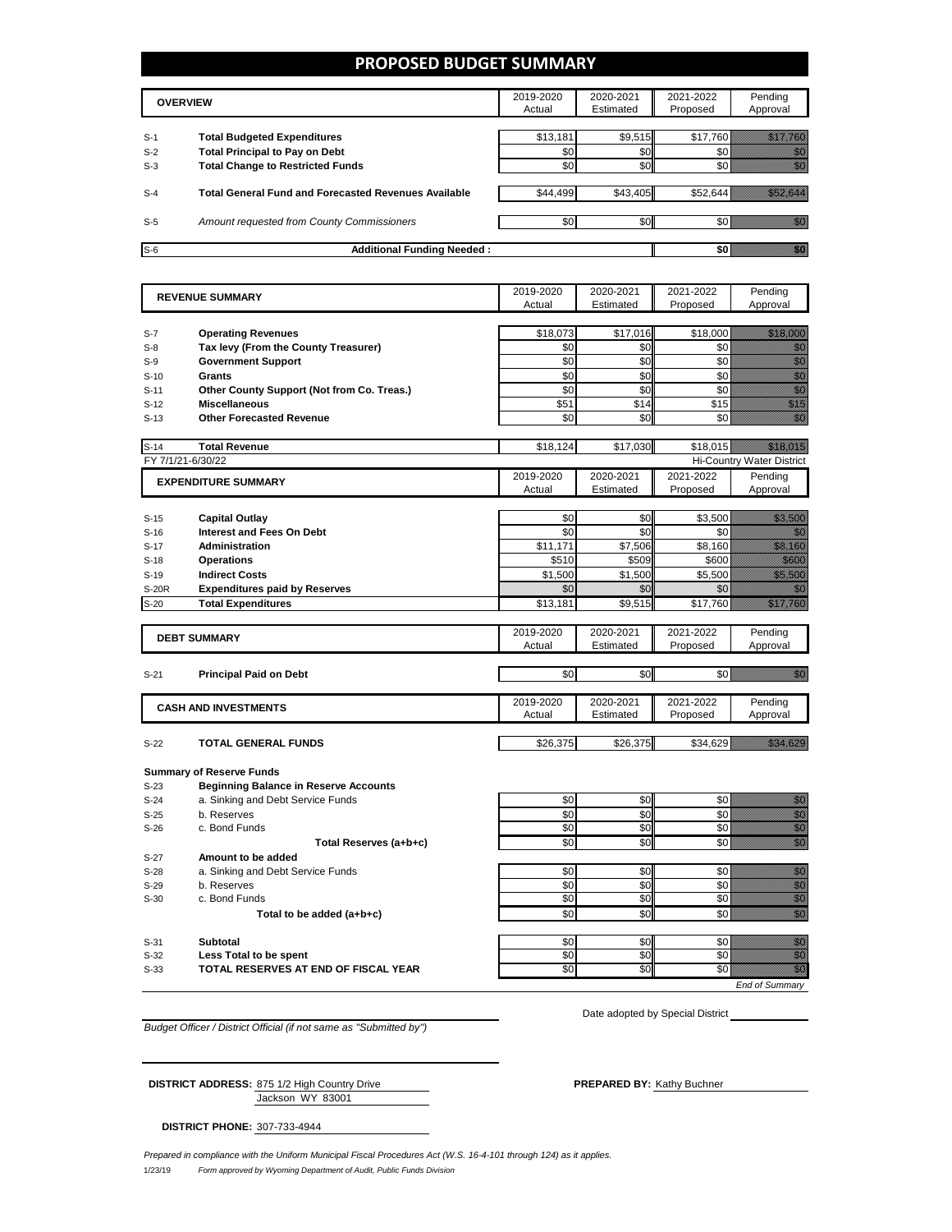# PROPOSED BUDGET SUMMARY

| | OVERVIEW | 2019-2020 Actual | 2020-2021 Estimated | 2021-2022 Proposed | Pending Approval |
|---|---|---|---|---|---|
| S-1 | **Total Budgeted Expenditures** | $13,181 | $9,515 | $17,760 | $17,760 |
| S-2 | **Total Principal to Pay on Debt** | $0 | $0 | $0 | $0 |
| S-3 | **Total Change to Restricted Funds** | $0 | $0 | $0 | $0 |
| S-4 | **Total General Fund and Forecasted Revenues Available** | $44,499 | $43,405 | $52,644 | $52,644 |
| S-5 | *Amount requested from County Commissioners* | $0 | $0 | $0 | $0 |
| S-6 | **Additional Funding Needed :** | | | **$0** | $0 |

| | REVENUE SUMMARY | 2019-2020 Actual | 2020-2021 Estimated | 2021-2022 Proposed | Pending Approval |
|---|---|---|---|---|---|
| S-7 | **Operating Revenues** | $18,073 | $17,016 | $18,000 | $18,000 |
| S-8 | **Tax levy (From the County Treasurer)** | $0 | $0 | $0 | $0 |
| S-9 | **Government Support** | $0 | $0 | $0 | $0 |
| S-10 | **Grants** | $0 | $0 | $0 | $0 |
| S-11 | **Other County Support (Not from Co. Treas.)** | $0 | $0 | $0 | $0 |
| S-12 | **Miscellaneous** | $51 | $14 | $15 | $15 |
| S-13 | **Other Forecasted Revenue** | $0 | $0 | $0 | $0 |
| S-14 | **Total Revenue** | $18,124 | $17,030 | $18,015 | $18,015 |

FY 7/1/21-6/30/22 — Hi-Country Water District

| | EXPENDITURE SUMMARY | 2019-2020 Actual | 2020-2021 Estimated | 2021-2022 Proposed | Pending Approval |
|---|---|---|---|---|---|
| S-15 | **Capital Outlay** | $0 | $0 | $3,500 | $3,500 |
| S-16 | **Interest and Fees On Debt** | $0 | $0 | $0 | $0 |
| S-17 | **Administration** | $11,171 | $7,506 | $8,160 | $8,160 |
| S-18 | **Operations** | $510 | $509 | $600 | $600 |
| S-19 | **Indirect Costs** | $1,500 | $1,500 | $5,500 | $5,500 |
| S-20R | **Expenditures paid by Reserves** | $0 | $0 | $0 | $0 |
| S-20 | **Total Expenditures** | $13,181 | $9,515 | $17,760 | $17,760 |

| | DEBT SUMMARY | 2019-2020 Actual | 2020-2021 Estimated | 2021-2022 Proposed | Pending Approval |
|---|---|---|---|---|---|
| S-21 | **Principal Paid on Debt** | $0 | $0 | $0 | $0 |

| | CASH AND INVESTMENTS | 2019-2020 Actual | 2020-2021 Estimated | 2021-2022 Proposed | Pending Approval |
|---|---|---|---|---|---|
| S-22 | **TOTAL GENERAL FUNDS** | $26,375 | $26,375 | $34,629 | $34,629 |
| | **Summary of Reserve Funds** | | | | |
| S-23 | **Beginning Balance in Reserve Accounts** | | | | |
| S-24 | a. Sinking and Debt Service Funds | $0 | $0 | $0 | $0 |
| S-25 | b. Reserves | $0 | $0 | $0 | $0 |
| S-26 | c. Bond Funds | $0 | $0 | $0 | $0 |
| | **Total Reserves (a+b+c)** | $0 | $0 | $0 | $0 |
| S-27 | **Amount to be added** | | | | |
| S-28 | a. Sinking and Debt Service Funds | $0 | $0 | $0 | $0 |
| S-29 | b. Reserves | $0 | $0 | $0 | $0 |
| S-30 | c. Bond Funds | $0 | $0 | $0 | $0 |
| | **Total to be added (a+b+c)** | $0 | $0 | $0 | $0 |
| S-31 | **Subtotal** | $0 | $0 | $0 | $0 |
| S-32 | **Less Total to be spent** | $0 | $0 | $0 | $0 |
| S-33 | **TOTAL RESERVES AT END OF FISCAL YEAR** | $0 | $0 | $0 | $0 |

*End of Summary*

*Budget Officer / District Official (if not same as "Submitted by")*

Date adopted by Special District

**DISTRICT ADDRESS:** 875 1/2 High Country Drive
Jackson WY 83001

**PREPARED BY:** Kathy Buchner

**DISTRICT PHONE:** 307-733-4944

*Prepared in compliance with the Uniform Municipal Fiscal Procedures Act (W.S. 16-4-101 through 124) as it applies.*

1/23/19 *Form approved by Wyoming Department of Audit, Public Funds Division*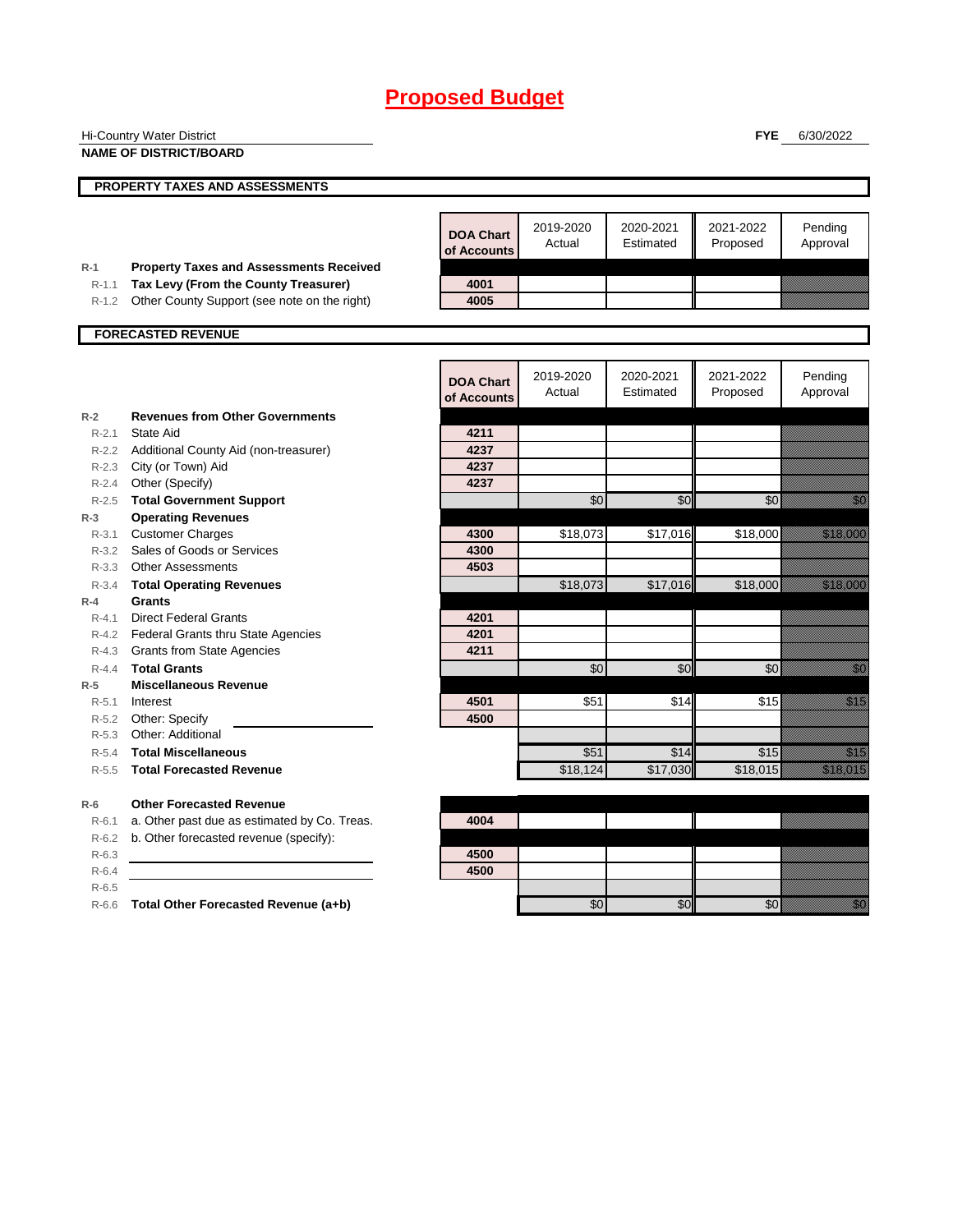# Proposed Budget

Hi-Country Water District
**NAME OF DISTRICT/BOARD**

**FYE** 6/30/2022

## PROPERTY TAXES AND ASSESSMENTS

| | | DOA Chart of Accounts | 2019-2020 Actual | 2020-2021 Estimated | 2021-2022 Proposed | Pending Approval |
|---|---|---|---|---|---|---|
| R-1 | **Property Taxes and Assessments Received** | | | | | |
| R-1.1 | **Tax Levy (From the County Treasurer)** | 4001 | | | | |
| R-1.2 | Other County Support (see note on the right) | 4005 | | | | |

## FORECASTED REVENUE

| | | DOA Chart of Accounts | 2019-2020 Actual | 2020-2021 Estimated | 2021-2022 Proposed | Pending Approval |
|---|---|---|---|---|---|---|
| R-2 | **Revenues from Other Governments** | | | | | |
| R-2.1 | State Aid | 4211 | | | | |
| R-2.2 | Additional County Aid (non-treasurer) | 4237 | | | | |
| R-2.3 | City (or Town) Aid | 4237 | | | | |
| R-2.4 | Other (Specify) | 4237 | | | | |
| R-2.5 | **Total Government Support** | | $0 | $0 | $0 | $0 |
| R-3 | **Operating Revenues** | | | | | |
| R-3.1 | Customer Charges | 4300 | $18,073 | $17,016 | $18,000 | $18,000 |
| R-3.2 | Sales of Goods or Services | 4300 | | | | |
| R-3.3 | Other Assessments | 4503 | | | | |
| R-3.4 | **Total Operating Revenues** | | $18,073 | $17,016 | $18,000 | $18,000 |
| R-4 | **Grants** | | | | | |
| R-4.1 | Direct Federal Grants | 4201 | | | | |
| R-4.2 | Federal Grants thru State Agencies | 4201 | | | | |
| R-4.3 | Grants from State Agencies | 4211 | | | | |
| R-4.4 | **Total Grants** | | $0 | $0 | $0 | $0 |
| R-5 | **Miscellaneous Revenue** | | | | | |
| R-5.1 | Interest | 4501 | $51 | $14 | $15 | $15 |
| R-5.2 | Other: Specify | 4500 | | | | |
| R-5.3 | Other: Additional | | | | | |
| R-5.4 | **Total Miscellaneous** | | $51 | $14 | $15 | $15 |
| R-5.5 | **Total Forecasted Revenue** | | $18,124 | $17,030 | $18,015 | $18,015 |
| R-6 | **Other Forecasted Revenue** | | | | | |
| R-6.1 | a. Other past due as estimated by Co. Treas. | 4004 | | | | |
| R-6.2 | b. Other forecasted revenue (specify): | | | | | |
| R-6.3 | | 4500 | | | | |
| R-6.4 | | 4500 | | | | |
| R-6.5 | | | | | | |
| R-6.6 | **Total Other Forecasted Revenue (a+b)** | | $0 | $0 | $0 | $0 |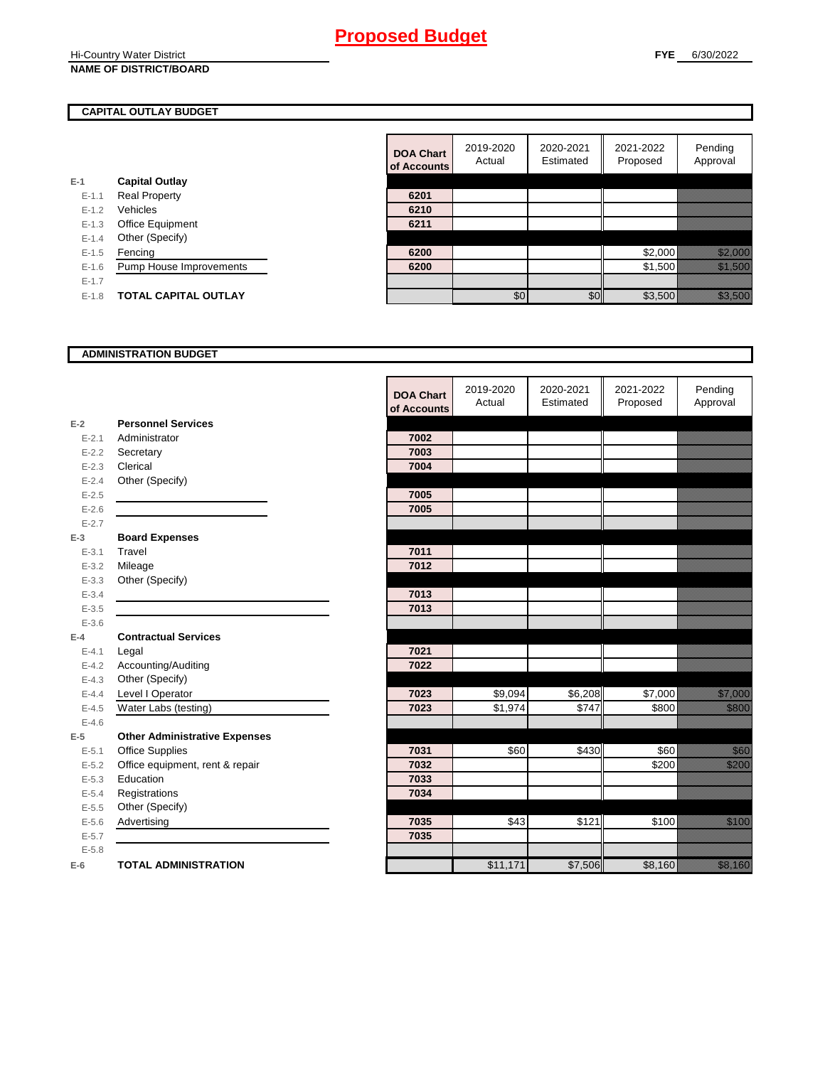# Proposed Budget

Hi-Country Water District
**NAME OF DISTRICT/BOARD**

**FYE** 6/30/2022

## CAPITAL OUTLAY BUDGET

| | | DOA Chart of Accounts | 2019-2020 Actual | 2020-2021 Estimated | 2021-2022 Proposed | Pending Approval |
|---|---|---|---|---|---|---|
| E-1 | **Capital Outlay** | | | | | |
| E-1.1 | Real Property | 6201 | | | | |
| E-1.2 | Vehicles | 6210 | | | | |
| E-1.3 | Office Equipment | 6211 | | | | |
| E-1.4 | Other (Specify) | | | | | |
| E-1.5 | Fencing | 6200 | | | $2,000 | $2,000 |
| E-1.6 | Pump House Improvements | 6200 | | | $1,500 | $1,500 |
| E-1.7 | | | | | | |
| E-1.8 | **TOTAL CAPITAL OUTLAY** | | $0 | $0 | $3,500 | $3,500 |

## ADMINISTRATION BUDGET

| | | DOA Chart of Accounts | 2019-2020 Actual | 2020-2021 Estimated | 2021-2022 Proposed | Pending Approval |
|---|---|---|---|---|---|---|
| E-2 | **Personnel Services** | | | | | |
| E-2.1 | Administrator | 7002 | | | | |
| E-2.2 | Secretary | 7003 | | | | |
| E-2.3 | Clerical | 7004 | | | | |
| E-2.4 | Other (Specify) | | | | | |
| E-2.5 | | 7005 | | | | |
| E-2.6 | | 7005 | | | | |
| E-2.7 | | | | | | |
| E-3 | **Board Expenses** | | | | | |
| E-3.1 | Travel | 7011 | | | | |
| E-3.2 | Mileage | 7012 | | | | |
| E-3.3 | Other (Specify) | | | | | |
| E-3.4 | | 7013 | | | | |
| E-3.5 | | 7013 | | | | |
| E-3.6 | | | | | | |
| E-4 | **Contractual Services** | | | | | |
| E-4.1 | Legal | 7021 | | | | |
| E-4.2 | Accounting/Auditing | 7022 | | | | |
| E-4.3 | Other (Specify) | | | | | |
| E-4.4 | Level I Operator | 7023 | $9,094 | $6,208 | $7,000 | $7,000 |
| E-4.5 | Water Labs (testing) | 7023 | $1,974 | $747 | $800 | $800 |
| E-4.6 | | | | | | |
| E-5 | **Other Administrative Expenses** | | | | | |
| E-5.1 | Office Supplies | 7031 | $60 | $430 | $60 | $60 |
| E-5.2 | Office equipment, rent & repair | 7032 | | | $200 | $200 |
| E-5.3 | Education | 7033 | | | | |
| E-5.4 | Registrations | 7034 | | | | |
| E-5.5 | Other (Specify) | | | | | |
| E-5.6 | Advertising | 7035 | $43 | $121 | $100 | $100 |
| E-5.7 | | 7035 | | | | |
| E-5.8 | | | | | | |
| E-6 | **TOTAL ADMINISTRATION** | | $11,171 | $7,506 | $8,160 | $8,160 |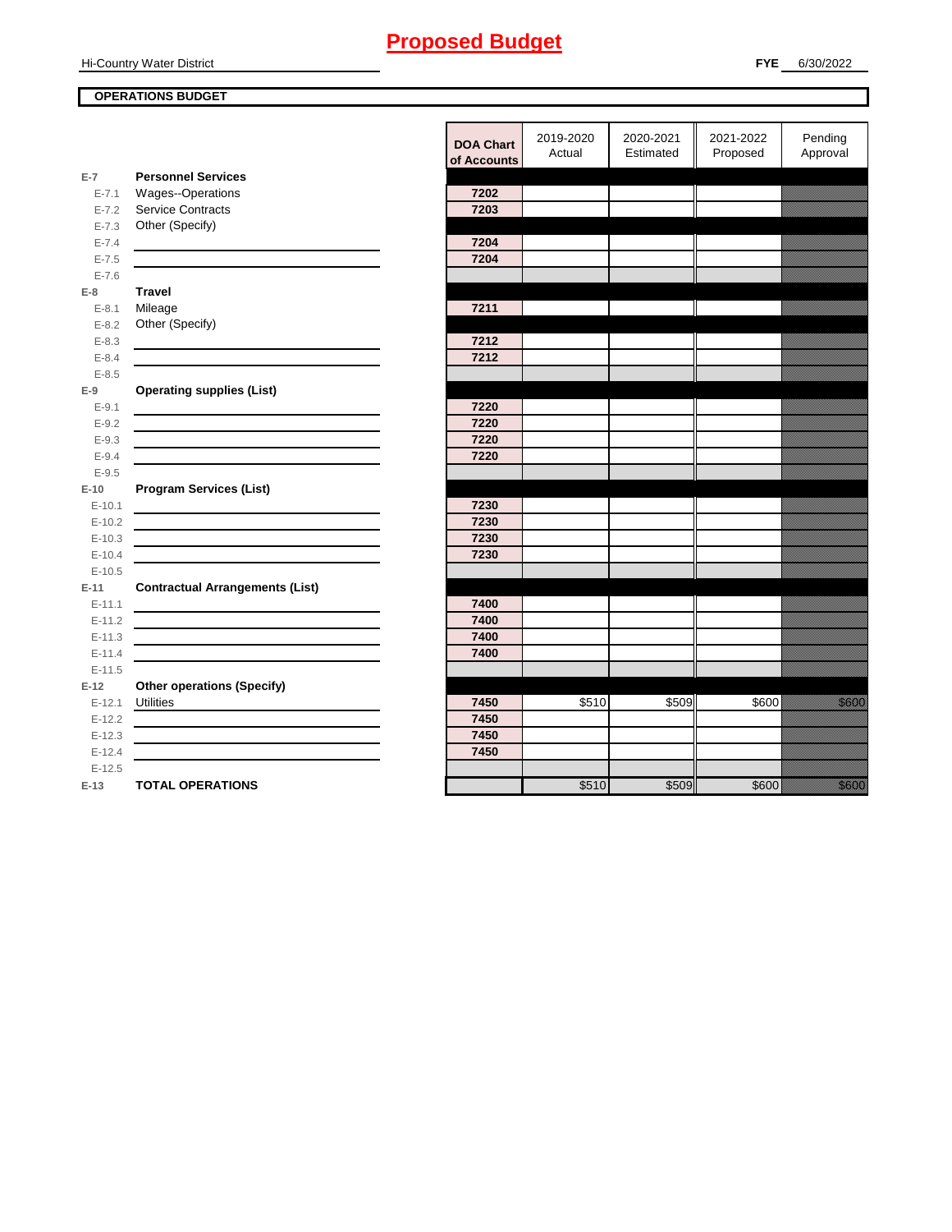# Proposed Budget

Hi-Country Water District

**FYE** 6/30/2022

**OPERATIONS BUDGET**

| | | DOA Chart of Accounts | 2019-2020 Actual | 2020-2021 Estimated | 2021-2022 Proposed | Pending Approval |
|---|---|---|---|---|---|---|
| **E-7** | **Personnel Services** | | | | | |
| E-7.1 | Wages--Operations | 7202 | | | | |
| E-7.2 | Service Contracts | 7203 | | | | |
| E-7.3 | Other (Specify) | | | | | |
| E-7.4 | | 7204 | | | | |
| E-7.5 | | 7204 | | | | |
| E-7.6 | | | | | | |
| **E-8** | **Travel** | | | | | |
| E-8.1 | Mileage | 7211 | | | | |
| E-8.2 | Other (Specify) | | | | | |
| E-8.3 | | 7212 | | | | |
| E-8.4 | | 7212 | | | | |
| E-8.5 | | | | | | |
| **E-9** | **Operating supplies (List)** | | | | | |
| E-9.1 | | 7220 | | | | |
| E-9.2 | | 7220 | | | | |
| E-9.3 | | 7220 | | | | |
| E-9.4 | | 7220 | | | | |
| E-9.5 | | | | | | |
| **E-10** | **Program Services (List)** | | | | | |
| E-10.1 | | 7230 | | | | |
| E-10.2 | | 7230 | | | | |
| E-10.3 | | 7230 | | | | |
| E-10.4 | | 7230 | | | | |
| E-10.5 | | | | | | |
| **E-11** | **Contractual Arrangements (List)** | | | | | |
| E-11.1 | | 7400 | | | | |
| E-11.2 | | 7400 | | | | |
| E-11.3 | | 7400 | | | | |
| E-11.4 | | 7400 | | | | |
| E-11.5 | | | | | | |
| **E-12** | **Other operations (Specify)** | | | | | |
| E-12.1 | Utilities | 7450 | $510 | $509 | $600 | $600 |
| E-12.2 | | 7450 | | | | |
| E-12.3 | | 7450 | | | | |
| E-12.4 | | 7450 | | | | |
| E-12.5 | | | | | | |
| **E-13** | **TOTAL OPERATIONS** | | $510 | $509 | $600 | $600 |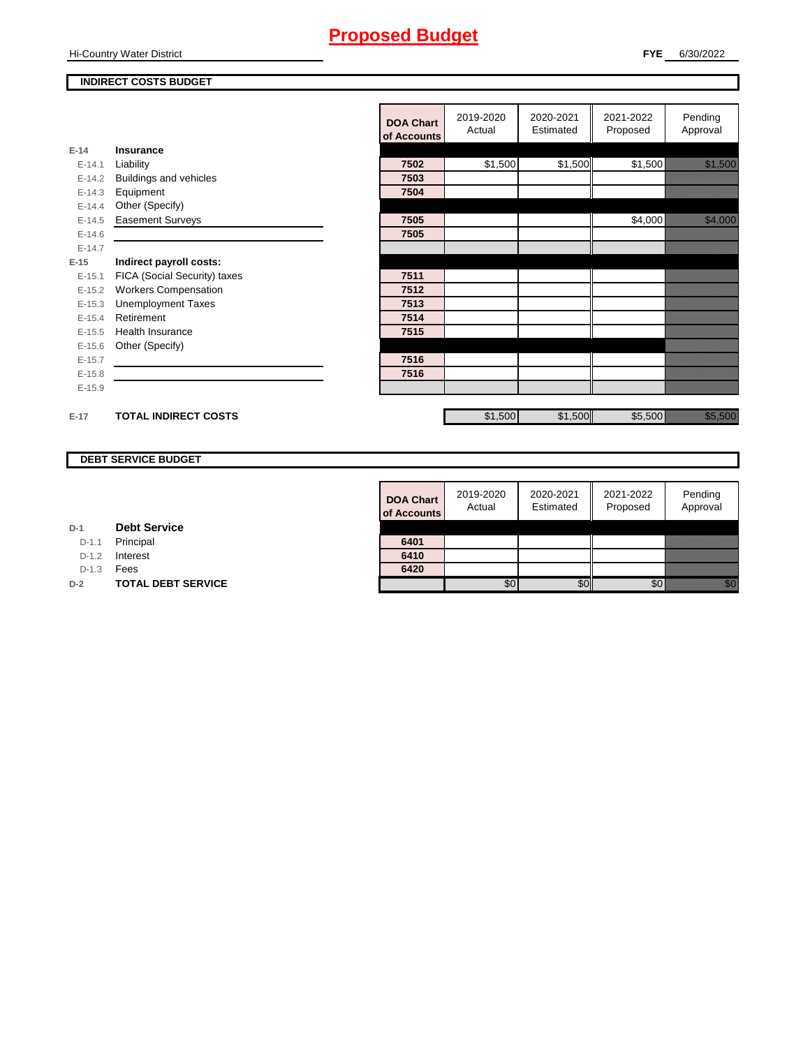# Proposed Budget

Hi-Country Water District

**FYE** 6/30/2022

## INDIRECT COSTS BUDGET

| | | DOA Chart of Accounts | 2019-2020 Actual | 2020-2021 Estimated | 2021-2022 Proposed | Pending Approval |
|---|---|---|---|---|---|---|
| E-14 | **Insurance** | | | | | |
| E-14.1 | Liability | 7502 | $1,500 | $1,500 | $1,500 | $1,500 |
| E-14.2 | Buildings and vehicles | 7503 | | | | |
| E-14.3 | Equipment | 7504 | | | | |
| E-14.4 | Other (Specify) | | | | | |
| E-14.5 | Easement Surveys | 7505 | | | $4,000 | $4,000 |
| E-14.6 | | 7505 | | | | |
| E-14.7 | | | | | | |
| E-15 | **Indirect payroll costs:** | | | | | |
| E-15.1 | FICA (Social Security) taxes | 7511 | | | | |
| E-15.2 | Workers Compensation | 7512 | | | | |
| E-15.3 | Unemployment Taxes | 7513 | | | | |
| E-15.4 | Retirement | 7514 | | | | |
| E-15.5 | Health Insurance | 7515 | | | | |
| E-15.6 | Other (Specify) | | | | | |
| E-15.7 | | 7516 | | | | |
| E-15.8 | | 7516 | | | | |
| E-15.9 | | | | | | |
| E-17 | **TOTAL INDIRECT COSTS** | | $1,500 | $1,500 | $5,500 | $5,500 |

## DEBT SERVICE BUDGET

| | | DOA Chart of Accounts | 2019-2020 Actual | 2020-2021 Estimated | 2021-2022 Proposed | Pending Approval |
|---|---|---|---|---|---|---|
| D-1 | **Debt Service** | | | | | |
| D-1.1 | Principal | 6401 | | | | |
| D-1.2 | Interest | 6410 | | | | |
| D-1.3 | Fees | 6420 | | | | |
| D-2 | **TOTAL DEBT SERVICE** | | $0 | $0 | $0 | $0 |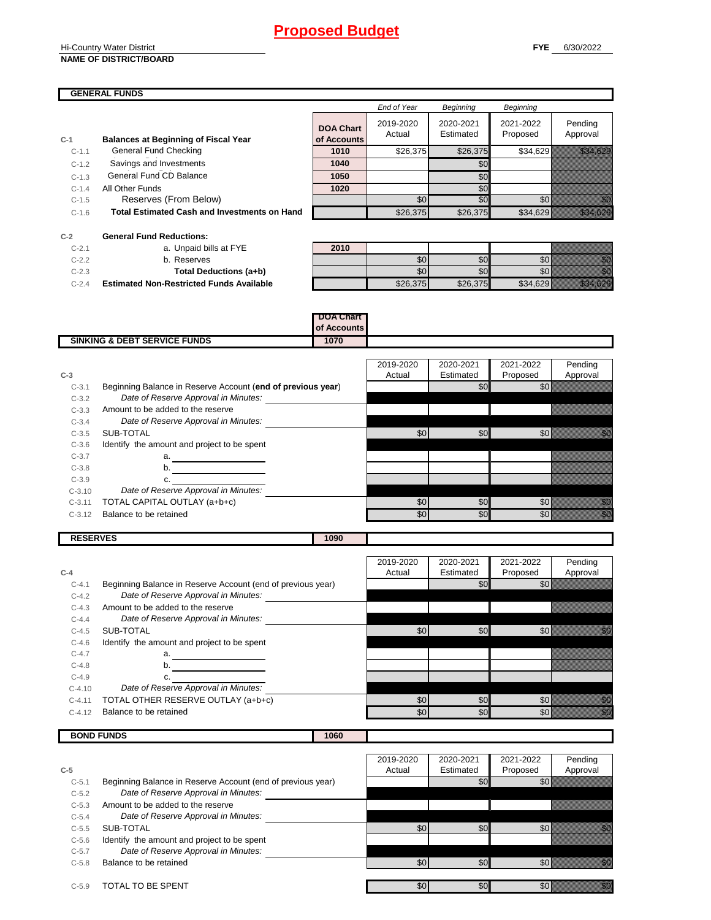# Proposed Budget

Hi-Country Water District

**NAME OF DISTRICT/BOARD**

**FYE** 6/30/2022

## GENERAL FUNDS

| | | DOA Chart of Accounts | End of Year 2019-2020 Actual | Beginning 2020-2021 Estimated | Beginning 2021-2022 Proposed | Pending Approval |
|---|---|---|---|---|---|---|
| C-1 | **Balances at Beginning of Fiscal Year** | | | | | |
| C-1.1 | General Fund Checking | 1010 | $26,375 | $26,375 | $34,629 | $34,629 |
| C-1.2 | Savings and Investments | 1040 | | $0 | | |
| C-1.3 | General Fund CD Balance | 1050 | | $0 | | |
| C-1.4 | All Other Funds | 1020 | | $0 | | |
| C-1.5 | Reserves (From Below) | | $0 | $0 | $0 | $0 |
| C-1.6 | **Total Estimated Cash and Investments on Hand** | | $26,375 | $26,375 | $34,629 | $34,629 |
| C-2 | **General Fund Reductions:** | | | | | |
| C-2.1 | a. Unpaid bills at FYE | 2010 | | | | |
| C-2.2 | b. Reserves | | $0 | $0 | $0 | $0 |
| C-2.3 | **Total Deductions (a+b)** | | $0 | $0 | $0 | $0 |
| C-2.4 | **Estimated Non-Restricted Funds Available** | | $26,375 | $26,375 | $34,629 | $34,629 |

## SINKING & DEBT SERVICE FUNDS (DOA Chart of Accounts 1070)

| C-3 | | 2019-2020 Actual | 2020-2021 Estimated | 2021-2022 Proposed | Pending Approval |
|---|---|---|---|---|---|
| C-3.1 | Beginning Balance in Reserve Account (**end of previous year**) | | $0 | $0 | |
| C-3.2 | *Date of Reserve Approval in Minutes:* | | | | |
| C-3.3 | Amount to be added to the reserve | | | | |
| C-3.4 | *Date of Reserve Approval in Minutes:* | | | | |
| C-3.5 | SUB-TOTAL | $0 | $0 | $0 | $0 |
| C-3.6 | Identify the amount and project to be spent | | | | |
| C-3.7 | a. | | | | |
| C-3.8 | b. | | | | |
| C-3.9 | c. | | | | |
| C-3.10 | *Date of Reserve Approval in Minutes:* | | | | |
| C-3.11 | TOTAL CAPITAL OUTLAY (a+b+c) | $0 | $0 | $0 | $0 |
| C-3.12 | Balance to be retained | $0 | $0 | $0 | $0 |

## RESERVES (1090)

| C-4 | | 2019-2020 Actual | 2020-2021 Estimated | 2021-2022 Proposed | Pending Approval |
|---|---|---|---|---|---|
| C-4.1 | Beginning Balance in Reserve Account (end of previous year) | | $0 | $0 | |
| C-4.2 | *Date of Reserve Approval in Minutes:* | | | | |
| C-4.3 | Amount to be added to the reserve | | | | |
| C-4.4 | *Date of Reserve Approval in Minutes:* | | | | |
| C-4.5 | SUB-TOTAL | $0 | $0 | $0 | $0 |
| C-4.6 | Identify the amount and project to be spent | | | | |
| C-4.7 | a. | | | | |
| C-4.8 | b. | | | | |
| C-4.9 | c. | | | | |
| C-4.10 | *Date of Reserve Approval in Minutes:* | | | | |
| C-4.11 | TOTAL OTHER RESERVE OUTLAY (a+b+c) | $0 | $0 | $0 | $0 |
| C-4.12 | Balance to be retained | $0 | $0 | $0 | $0 |

## BOND FUNDS (1060)

| C-5 | | 2019-2020 Actual | 2020-2021 Estimated | 2021-2022 Proposed | Pending Approval |
|---|---|---|---|---|---|
| C-5.1 | Beginning Balance in Reserve Account (end of previous year) | | $0 | $0 | |
| C-5.2 | *Date of Reserve Approval in Minutes:* | | | | |
| C-5.3 | Amount to be added to the reserve | | | | |
| C-5.4 | *Date of Reserve Approval in Minutes:* | | | | |
| C-5.5 | SUB-TOTAL | $0 | $0 | $0 | $0 |
| C-5.6 | Identify the amount and project to be spent | | | | |
| C-5.7 | *Date of Reserve Approval in Minutes:* | | | | |
| C-5.8 | Balance to be retained | $0 | $0 | $0 | $0 |
| C-5.9 | TOTAL TO BE SPENT | $0 | $0 | $0 | $0 |